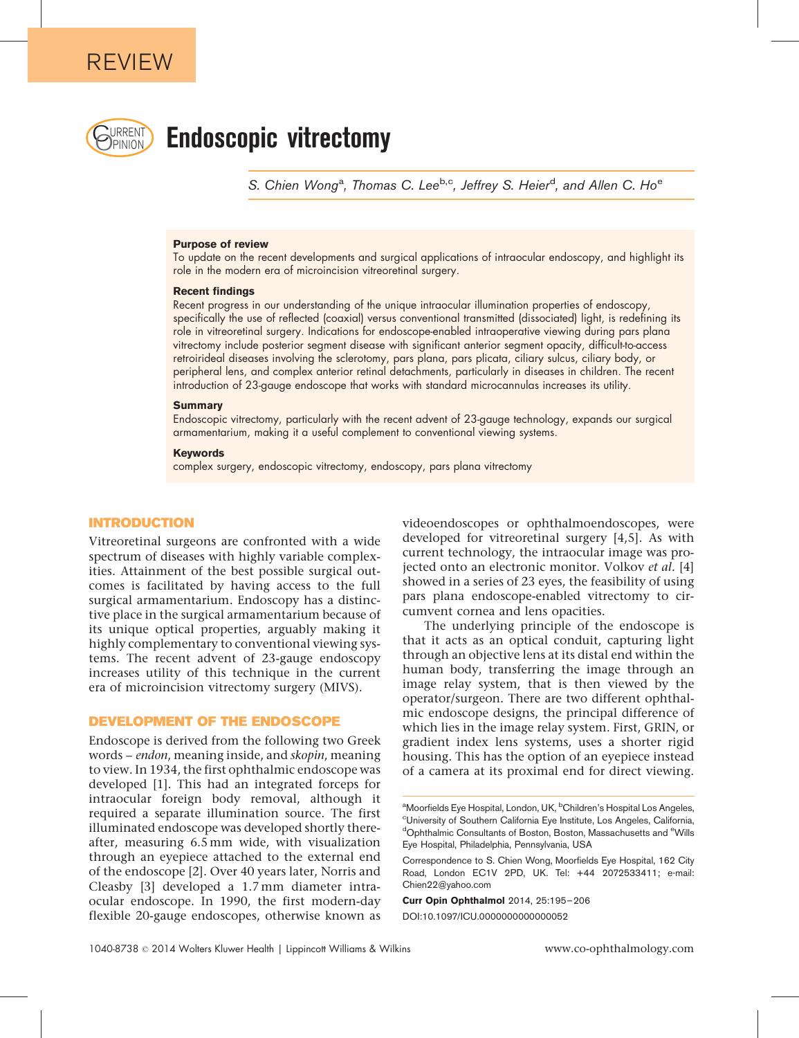REVIEW

# Endoscopic vitrectomy

S. Chien Wong[a], Thomas C. Lee[b,c], Jeffrey S. Heier[d], and Allen C. Ho[e]

**Purpose of review**

To update on the recent developments and surgical applications of intraocular endoscopy, and highlight its role in the modern era of microincision vitreoretinal surgery.

**Recent findings**

Recent progress in our understanding of the unique intraocular illumination properties of endoscopy, specifically the use of reflected (coaxial) versus conventional transmitted (dissociated) light, is redefining its role in vitreoretinal surgery. Indications for endoscope-enabled intraoperative viewing during pars plana vitrectomy include posterior segment disease with significant anterior segment opacity, difficult-to-access retroirideal diseases involving the sclerotomy, pars plana, pars plicata, ciliary sulcus, ciliary body, or peripheral lens, and complex anterior retinal detachments, particularly in diseases in children. The recent introduction of 23-gauge endoscope that works with standard microcannulas increases its utility.

**Summary**

Endoscopic vitrectomy, particularly with the recent advent of 23-gauge technology, expands our surgical armamentarium, making it a useful complement to conventional viewing systems.

**Keywords**

complex surgery, endoscopic vitrectomy, endoscopy, pars plana vitrectomy

## INTRODUCTION

Vitreoretinal surgeons are confronted with a wide spectrum of diseases with highly variable complexities. Attainment of the best possible surgical outcomes is facilitated by having access to the full surgical armamentarium. Endoscopy has a distinctive place in the surgical armamentarium because of its unique optical properties, arguably making it highly complementary to conventional viewing systems. The recent advent of 23-gauge endoscopy increases utility of this technique in the current era of microincision vitrectomy surgery (MIVS).

## DEVELOPMENT OF THE ENDOSCOPE

Endoscope is derived from the following two Greek words – *endon*, meaning inside, and *skopin*, meaning to view. In 1934, the first ophthalmic endoscope was developed [1]. This had an integrated forceps for intraocular foreign body removal, although it required a separate illumination source. The first illuminated endoscope was developed shortly thereafter, measuring 6.5 mm wide, with visualization through an eyepiece attached to the external end of the endoscope [2]. Over 40 years later, Norris and Cleasby [3] developed a 1.7 mm diameter intraocular endoscope. In 1990, the first modern-day flexible 20-gauge endoscopes, otherwise known as videoendoscopes or ophthalmoendoscopes, were developed for vitreoretinal surgery [4,5]. As with current technology, the intraocular image was projected onto an electronic monitor. Volkov *et al.* [4] showed in a series of 23 eyes, the feasibility of using pars plana endoscope-enabled vitrectomy to circumvent cornea and lens opacities.

The underlying principle of the endoscope is that it acts as an optical conduit, capturing light through an objective lens at its distal end within the human body, transferring the image through an image relay system, that is then viewed by the operator/surgeon. There are two different ophthalmic endoscope designs, the principal difference of which lies in the image relay system. First, GRIN, or gradient index lens systems, uses a shorter rigid housing. This has the option of an eyepiece instead of a camera at its proximal end for direct viewing.

[a]Moorfields Eye Hospital, London, UK, [b]Children's Hospital Los Angeles, [c]University of Southern California Eye Institute, Los Angeles, California, [d]Ophthalmic Consultants of Boston, Boston, Massachusetts and [e]Wills Eye Hospital, Philadelphia, Pennsylvania, USA

Correspondence to S. Chien Wong, Moorfields Eye Hospital, 162 City Road, London EC1V 2PD, UK. Tel: +44 2072533411; e-mail: Chien22@yahoo.com

**Curr Opin Ophthalmol** 2014, 25:195–206

DOI:10.1097/ICU.0000000000000052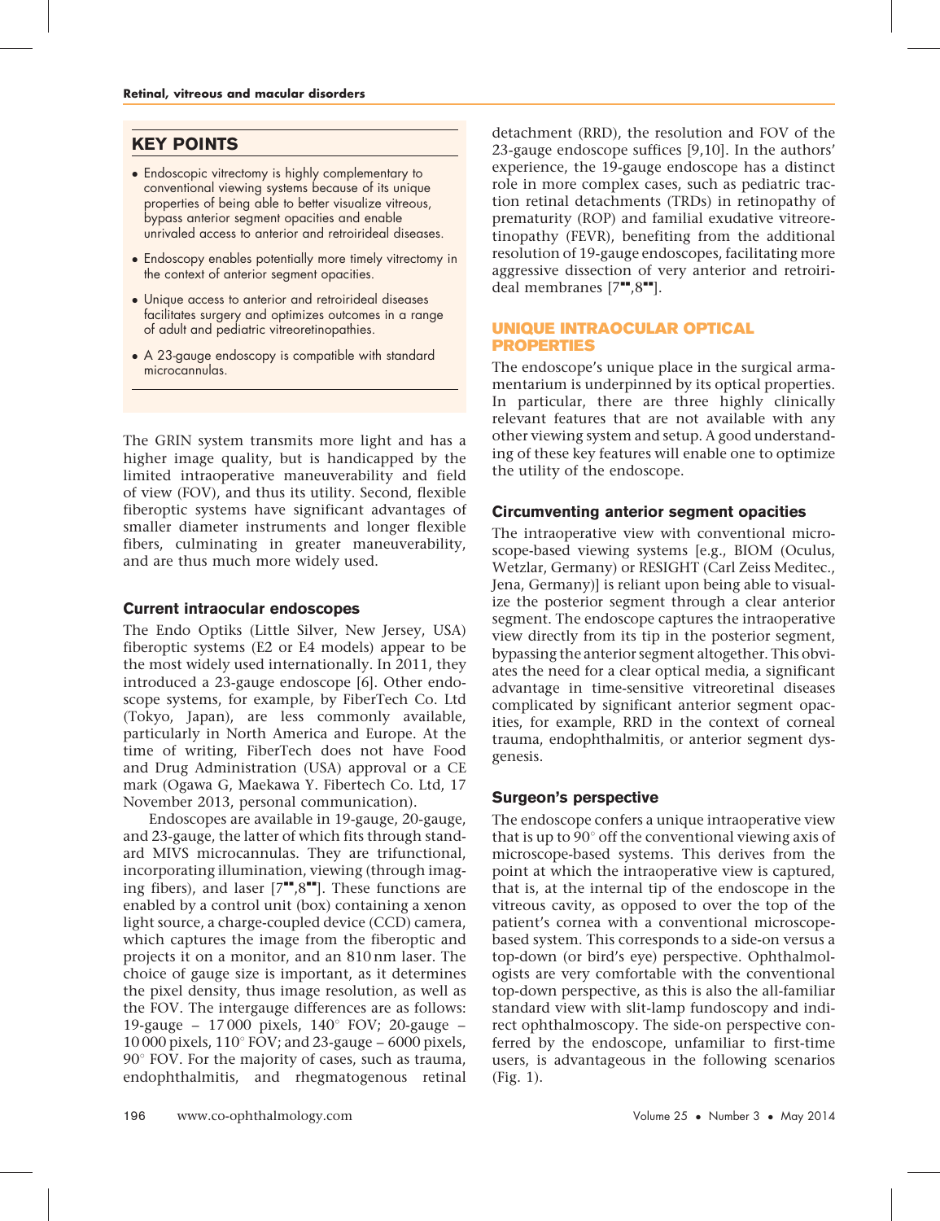## KEY POINTS

- Endoscopic vitrectomy is highly complementary to conventional viewing systems because of its unique properties of being able to better visualize vitreous, bypass anterior segment opacities and enable unrivaled access to anterior and retroirideal diseases.
- Endoscopy enables potentially more timely vitrectomy in the context of anterior segment opacities.
- Unique access to anterior and retroirideal diseases facilitates surgery and optimizes outcomes in a range of adult and pediatric vitreoretinopathies.
- A 23-gauge endoscopy is compatible with standard microcannulas.

The GRIN system transmits more light and has a higher image quality, but is handicapped by the limited intraoperative maneuverability and field of view (FOV), and thus its utility. Second, flexible fiberoptic systems have significant advantages of smaller diameter instruments and longer flexible fibers, culminating in greater maneuverability, and are thus much more widely used.

### Current intraocular endoscopes

The Endo Optiks (Little Silver, New Jersey, USA) fiberoptic systems (E2 or E4 models) appear to be the most widely used internationally. In 2011, they introduced a 23-gauge endoscope [6]. Other endoscope systems, for example, by FiberTech Co. Ltd (Tokyo, Japan), are less commonly available, particularly in North America and Europe. At the time of writing, FiberTech does not have Food and Drug Administration (USA) approval or a CE mark (Ogawa G, Maekawa Y. Fibertech Co. Ltd, 17 November 2013, personal communication).

Endoscopes are available in 19-gauge, 20-gauge, and 23-gauge, the latter of which fits through standard MIVS microcannulas. They are trifunctional, incorporating illumination, viewing (through imaging fibers), and laser [7■■,8■■]. These functions are enabled by a control unit (box) containing a xenon light source, a charge-coupled device (CCD) camera, which captures the image from the fiberoptic and projects it on a monitor, and an 810 nm laser. The choice of gauge size is important, as it determines the pixel density, thus image resolution, as well as the FOV. The intergauge differences are as follows: 19-gauge – 17 000 pixels, 140° FOV; 20-gauge – 10 000 pixels, 110° FOV; and 23-gauge – 6000 pixels, 90° FOV. For the majority of cases, such as trauma, endophthalmitis, and rhegmatogenous retinal detachment (RRD), the resolution and FOV of the 23-gauge endoscope suffices [9,10]. In the authors' experience, the 19-gauge endoscope has a distinct role in more complex cases, such as pediatric traction retinal detachments (TRDs) in retinopathy of prematurity (ROP) and familial exudative vitreoretinopathy (FEVR), benefiting from the additional resolution of 19-gauge endoscopes, facilitating more aggressive dissection of very anterior and retroirideal membranes [7■■,8■■].

## UNIQUE INTRAOCULAR OPTICAL PROPERTIES

The endoscope's unique place in the surgical armamentarium is underpinned by its optical properties. In particular, there are three highly clinically relevant features that are not available with any other viewing system and setup. A good understanding of these key features will enable one to optimize the utility of the endoscope.

### Circumventing anterior segment opacities

The intraoperative view with conventional microscope-based viewing systems [e.g., BIOM (Oculus, Wetzlar, Germany) or RESIGHT (Carl Zeiss Meditec., Jena, Germany)] is reliant upon being able to visualize the posterior segment through a clear anterior segment. The endoscope captures the intraoperative view directly from its tip in the posterior segment, bypassing the anterior segment altogether. This obviates the need for a clear optical media, a significant advantage in time-sensitive vitreoretinal diseases complicated by significant anterior segment opacities, for example, RRD in the context of corneal trauma, endophthalmitis, or anterior segment dysgenesis.

### Surgeon's perspective

The endoscope confers a unique intraoperative view that is up to 90° off the conventional viewing axis of microscope-based systems. This derives from the point at which the intraoperative view is captured, that is, at the internal tip of the endoscope in the vitreous cavity, as opposed to over the top of the patient's cornea with a conventional microscope-based system. This corresponds to a side-on versus a top-down (or bird's eye) perspective. Ophthalmologists are very comfortable with the conventional top-down perspective, as this is also the all-familiar standard view with slit-lamp fundoscopy and indirect ophthalmoscopy. The side-on perspective conferred by the endoscope, unfamiliar to first-time users, is advantageous in the following scenarios (Fig. 1).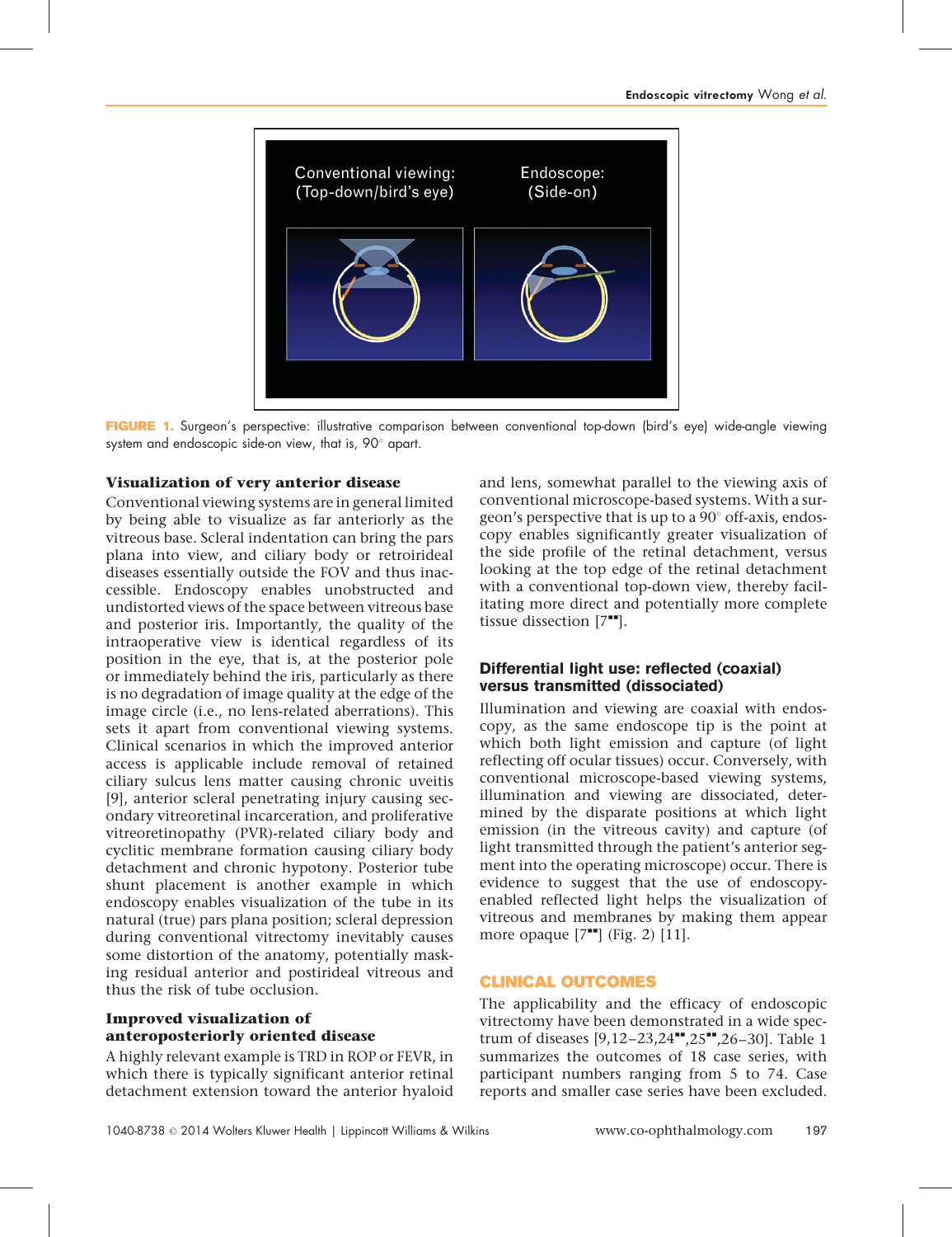FIGURE 1. Surgeon's perspective: illustrative comparison between conventional top-down (bird's eye) wide-angle viewing system and endoscopic side-on view, that is, 90° apart.

### Visualization of very anterior disease

Conventional viewing systems are in general limited by being able to visualize as far anteriorly as the vitreous base. Scleral indentation can bring the pars plana into view, and ciliary body or retroirideal diseases essentially outside the FOV and thus inaccessible. Endoscopy enables unobstructed and undistorted views of the space between vitreous base and posterior iris. Importantly, the quality of the intraoperative view is identical regardless of its position in the eye, that is, at the posterior pole or immediately behind the iris, particularly as there is no degradation of image quality at the edge of the image circle (i.e., no lens-related aberrations). This sets it apart from conventional viewing systems. Clinical scenarios in which the improved anterior access is applicable include removal of retained ciliary sulcus lens matter causing chronic uveitis [9], anterior scleral penetrating injury causing secondary vitreoretinal incarceration, and proliferative vitreoretinopathy (PVR)-related ciliary body and cyclitic membrane formation causing ciliary body detachment and chronic hypotony. Posterior tube shunt placement is another example in which endoscopy enables visualization of the tube in its natural (true) pars plana position; scleral depression during conventional vitrectomy inevitably causes some distortion of the anatomy, potentially masking residual anterior and postirideal vitreous and thus the risk of tube occlusion.

### Improved visualization of anteroposteriorly oriented disease

A highly relevant example is TRD in ROP or FEVR, in which there is typically significant anterior retinal detachment extension toward the anterior hyaloid and lens, somewhat parallel to the viewing axis of conventional microscope-based systems. With a surgeon's perspective that is up to a 90° off-axis, endoscopy enables significantly greater visualization of the side profile of the retinal detachment, versus looking at the top edge of the retinal detachment with a conventional top-down view, thereby facilitating more direct and potentially more complete tissue dissection [7■■].

### Differential light use: reflected (coaxial) versus transmitted (dissociated)

Illumination and viewing are coaxial with endoscopy, as the same endoscope tip is the point at which both light emission and capture (of light reflecting off ocular tissues) occur. Conversely, with conventional microscope-based viewing systems, illumination and viewing are dissociated, determined by the disparate positions at which light emission (in the vitreous cavity) and capture (of light transmitted through the patient's anterior segment into the operating microscope) occur. There is evidence to suggest that the use of endoscopy-enabled reflected light helps the visualization of vitreous and membranes by making them appear more opaque [7■■] (Fig. 2) [11].

## CLINICAL OUTCOMES

The applicability and the efficacy of endoscopic vitrectomy have been demonstrated in a wide spectrum of diseases [9,12–23,24■■,25■■,26–30]. Table 1 summarizes the outcomes of 18 case series, with participant numbers ranging from 5 to 74. Case reports and smaller case series have been excluded.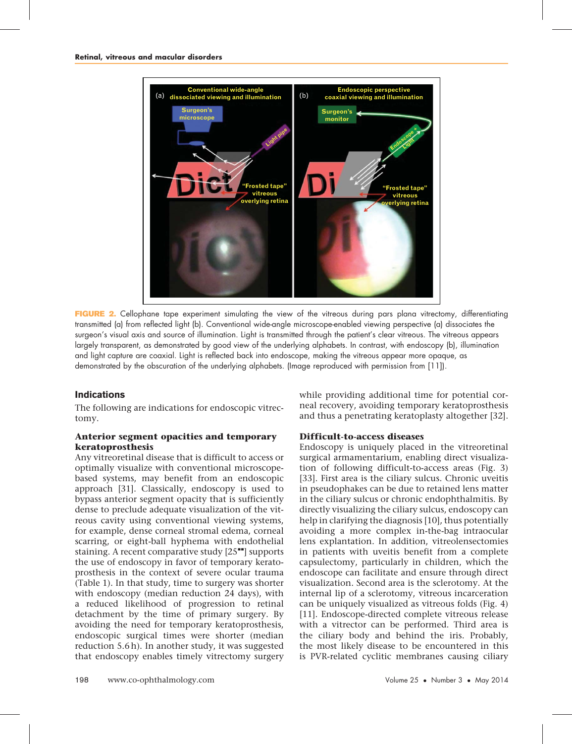**FIGURE 2.** Cellophane tape experiment simulating the view of the vitreous during pars plana vitrectomy, differentiating transmitted (a) from reflected light (b). Conventional wide-angle microscope-enabled viewing perspective (a) dissociates the surgeon's visual axis and source of illumination. Light is transmitted through the patient's clear vitreous. The vitreous appears largely transparent, as demonstrated by good view of the underlying alphabets. In contrast, with endoscopy (b), illumination and light capture are coaxial. Light is reflected back into endoscope, making the vitreous appear more opaque, as demonstrated by the obscuration of the underlying alphabets. (Image reproduced with permission from [11]).

## Indications

The following are indications for endoscopic vitrectomy.

### Anterior segment opacities and temporary keratoprosthesis

Any vitreoretinal disease that is difficult to access or optimally visualize with conventional microscope-based systems, may benefit from an endoscopic approach [31]. Classically, endoscopy is used to bypass anterior segment opacity that is sufficiently dense to preclude adequate visualization of the vitreous cavity using conventional viewing systems, for example, dense corneal stromal edema, corneal scarring, or eight-ball hyphema with endothelial staining. A recent comparative study [25■■] supports the use of endoscopy in favor of temporary keratoprosthesis in the context of severe ocular trauma (Table 1). In that study, time to surgery was shorter with endoscopy (median reduction 24 days), with a reduced likelihood of progression to retinal detachment by the time of primary surgery. By avoiding the need for temporary keratoprosthesis, endoscopic surgical times were shorter (median reduction 5.6 h). In another study, it was suggested that endoscopy enables timely vitrectomy surgery while providing additional time for potential corneal recovery, avoiding temporary keratoprosthesis and thus a penetrating keratoplasty altogether [32].

### Difficult-to-access diseases

Endoscopy is uniquely placed in the vitreoretinal surgical armamentarium, enabling direct visualization of following difficult-to-access areas (Fig. 3) [33]. First area is the ciliary sulcus. Chronic uveitis in pseudophakes can be due to retained lens matter in the ciliary sulcus or chronic endophthalmitis. By directly visualizing the ciliary sulcus, endoscopy can help in clarifying the diagnosis [10], thus potentially avoiding a more complex in-the-bag intraocular lens explantation. In addition, vitreolensectomies in patients with uveitis benefit from a complete capsulectomy, particularly in children, which the endoscope can facilitate and ensure through direct visualization. Second area is the sclerotomy. At the internal lip of a sclerotomy, vitreous incarceration can be uniquely visualized as vitreous folds (Fig. 4) [11]. Endoscope-directed complete vitreous release with a vitrector can be performed. Third area is the ciliary body and behind the iris. Probably, the most likely disease to be encountered in this is PVR-related cyclitic membranes causing ciliary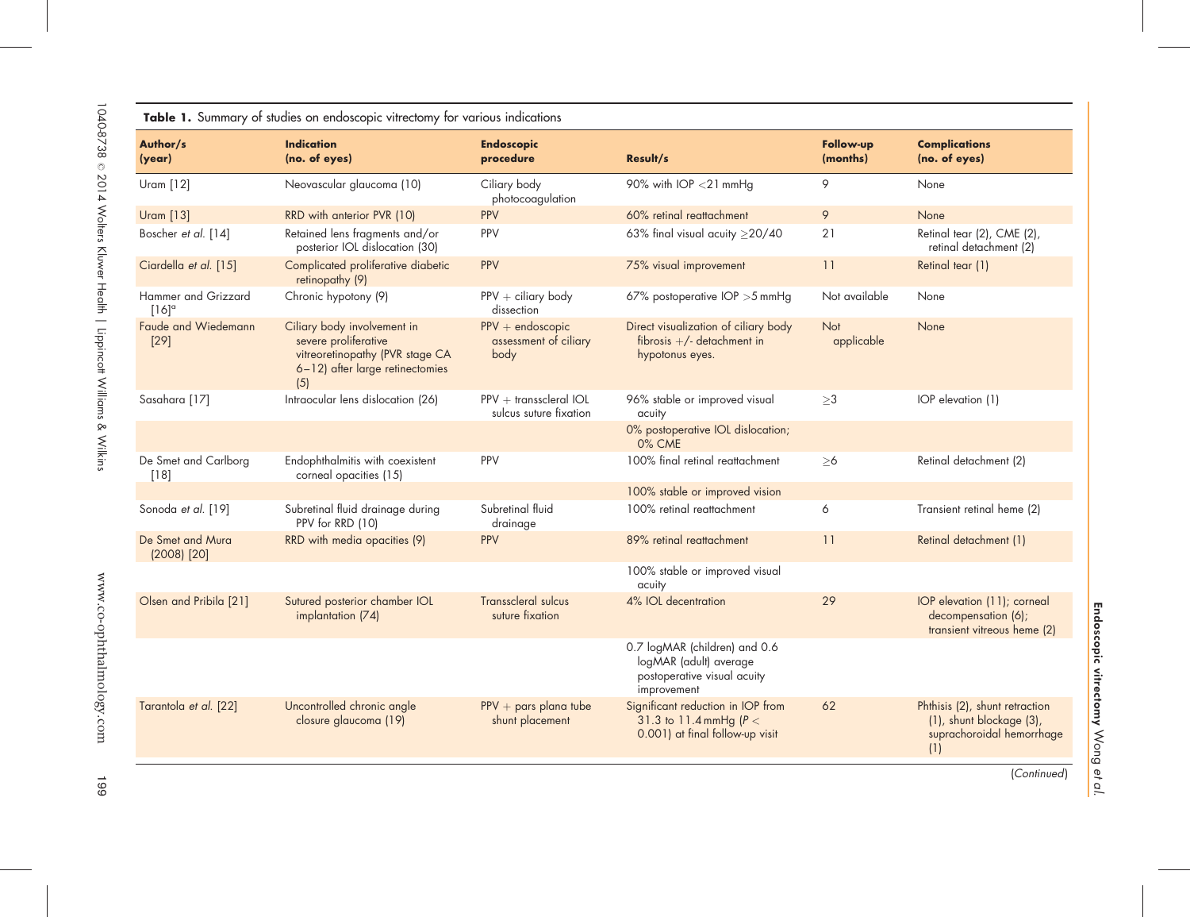**Table 1.** Summary of studies on endoscopic vitrectomy for various indications

| Author/s (year) | Indication (no. of eyes) | Endoscopic procedure | Result/s | Follow-up (months) | Complications (no. of eyes) |
|---|---|---|---|---|---|
| Uram [12] | Neovascular glaucoma (10) | Ciliary body photocoagulation | 90% with IOP <21 mmHg | 9 | None |
| Uram [13] | RRD with anterior PVR (10) | PPV | 60% retinal reattachment | 9 | None |
| Boscher *et al.* [14] | Retained lens fragments and/or posterior IOL dislocation (30) | PPV | 63% final visual acuity ≥20/40 | 21 | Retinal tear (2), CME (2), retinal detachment (2) |
| Ciardella *et al.* [15] | Complicated proliferative diabetic retinopathy (9) | PPV | 75% visual improvement | 11 | Retinal tear (1) |
| Hammer and Grizzard [16][a] | Chronic hypotony (9) | PPV + ciliary body dissection | 67% postoperative IOP >5 mmHg | Not available | None |
| Faude and Wiedemann [29] | Ciliary body involvement in severe proliferative vitreoretinopathy (PVR stage CA 6–12) after large retinectomies (5) | PPV + endoscopic assessment of ciliary body | Direct visualization of ciliary body fibrosis +/- detachment in hypotonus eyes. | Not applicable | None |
| Sasahara [17] | Intraocular lens dislocation (26) | PPV + transscleral IOL sulcus suture fixation | 96% stable or improved visual acuity | ≥3 | IOP elevation (1) |
| | | | 0% postoperative IOL dislocation; 0% CME | | |
| De Smet and Carlborg [18] | Endophthalmitis with coexistent corneal opacities (15) | PPV | 100% final retinal reattachment | ≥6 | Retinal detachment (2) |
| | | | 100% stable or improved vision | | |
| Sonoda *et al.* [19] | Subretinal fluid drainage during PPV for RRD (10) | Subretinal fluid drainage | 100% retinal reattachment | 6 | Transient retinal heme (2) |
| De Smet and Mura (2008) [20] | RRD with media opacities (9) | PPV | 89% retinal reattachment | 11 | Retinal detachment (1) |
| | | | 100% stable or improved visual acuity | | |
| Olsen and Pribila [21] | Sutured posterior chamber IOL implantation (74) | Transscleral sulcus suture fixation | 4% IOL decentration | 29 | IOP elevation (11); corneal decompensation (6); transient vitreous heme (2) |
| | | | 0.7 logMAR (children) and 0.6 logMAR (adult) average postoperative visual acuity improvement | | |
| Tarantola *et al.* [22] | Uncontrolled chronic angle closure glaucoma (19) | PPV + pars plana tube shunt placement | Significant reduction in IOP from 31.3 to 11.4 mmHg ($P <$ 0.001) at final follow-up visit | 62 | Phthisis (2), shunt retraction (1), shunt blockage (3), suprachoroidal hemorrhage (1) |

(*Continued*)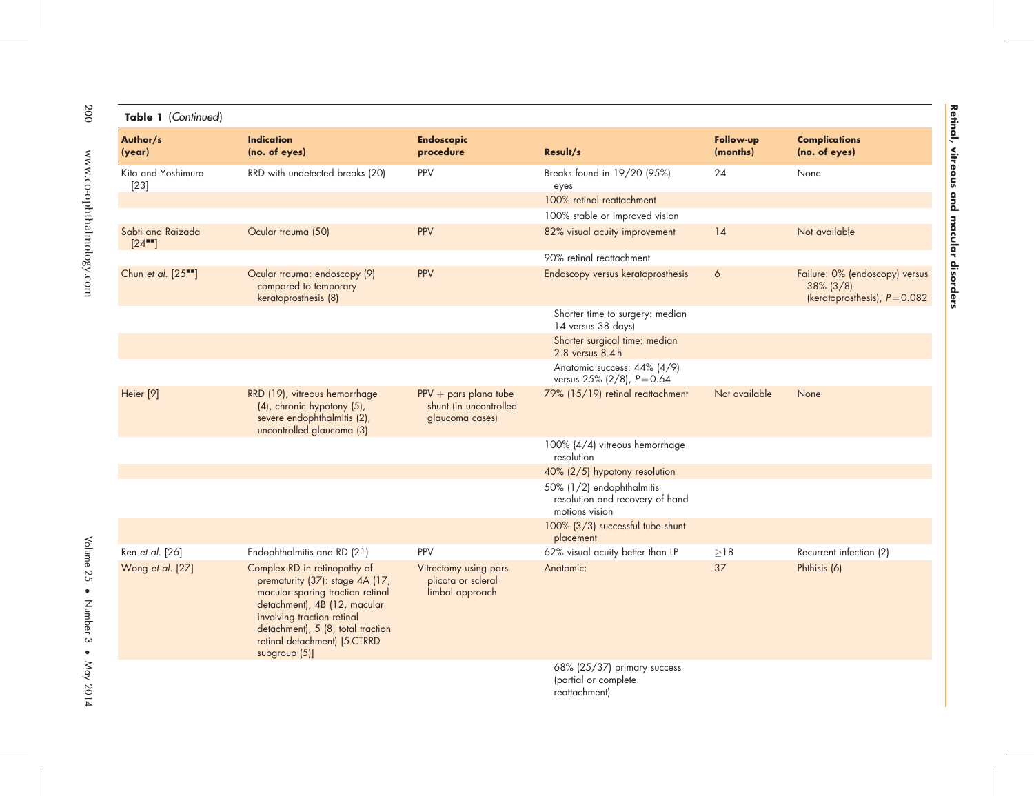**Table 1** (*Continued*)

| Author/s (year) | Indication (no. of eyes) | Endoscopic procedure | Result/s | Follow-up (months) | Complications (no. of eyes) |
|---|---|---|---|---|---|
| Kita and Yoshimura [23] | RRD with undetected breaks (20) | PPV | Breaks found in 19/20 (95%) eyes | 24 | None |
| | | | 100% retinal reattachment | | |
| | | | 100% stable or improved vision | | |
| Sabti and Raizada [24■■] | Ocular trauma (50) | PPV | 82% visual acuity improvement | 14 | Not available |
| | | | 90% retinal reattachment | | |
| Chun *et al.* [25■■] | Ocular trauma: endoscopy (9) compared to temporary keratoprosthesis (8) | PPV | Endoscopy versus keratoprosthesis | 6 | Failure: 0% (endoscopy) versus 38% (3/8) (keratoprosthesis), $P=0.082$ |
| | | | Shorter time to surgery: median 14 versus 38 days) | | |
| | | | Shorter surgical time: median 2.8 versus 8.4 h | | |
| | | | Anatomic success: 44% (4/9) versus 25% (2/8), $P=0.64$ | | |
| Heier [9] | RRD (19), vitreous hemorrhage (4), chronic hypotony (5), severe endophthalmitis (2), uncontrolled glaucoma (3) | PPV + pars plana tube shunt (in uncontrolled glaucoma cases) | 79% (15/19) retinal reattachment | Not available | None |
| | | | 100% (4/4) vitreous hemorrhage resolution | | |
| | | | 40% (2/5) hypotony resolution | | |
| | | | 50% (1/2) endophthalmitis resolution and recovery of hand motions vision | | |
| | | | 100% (3/3) successful tube shunt placement | | |
| Ren *et al.* [26] | Endophthalmitis and RD (21) | PPV | 62% visual acuity better than LP | ≥18 | Recurrent infection (2) |
| Wong *et al.* [27] | Complex RD in retinopathy of prematurity (37): stage 4A (17, macular sparing traction retinal detachment), 4B (12, macular involving traction retinal detachment), 5 (8, total traction retinal detachment) [5-CTRRD subgroup (5)] | Vitrectomy using pars plicata or scleral limbal approach | Anatomic: | 37 | Phthisis (6) |
| | | | 68% (25/37) primary success (partial or complete reattachment) | | |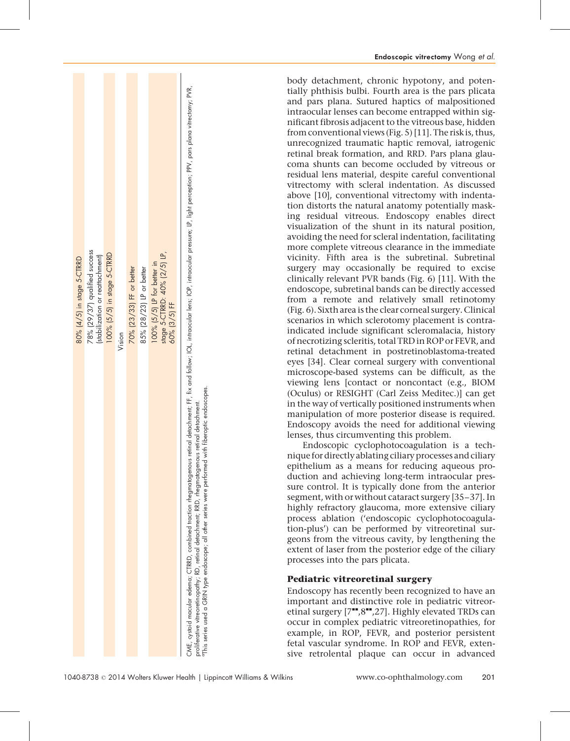| |
|---|
| 80% (4/5) in stage 5-CTRRD |
| 78% (29/37) qualified success (stabilization or reattachment) |
| 100% (5/5) in stage 5-CTRRD |
| Vision |
| 70% (23/33) FF or better |
| 85% (28/23) LP or better |
| 100% (5/5) LP for better in stage 5-CTRRD: 40% (2/5) LP, 60% (3/5) FF |

CME, cystoid macular edema; CTRRD, combined traction rhegmatogenous retinal detachment; FF, fix and follow; IOL, intraocular lens; IOP, intraocular pressure; LP, light perception; PPV, pars plana vitrectomy; PVR, proliferative vitreoretinopathy; RD, retinal detachment; RRD, rhegmatogenous retinal detachment.
[a]This series used a GRIN type endoscope; all other series were performed with fiberoptic endoscopes.

body detachment, chronic hypotony, and potentially phthisis bulbi. Fourth area is the pars plicata and pars plana. Sutured haptics of malpositioned intraocular lenses can become entrapped within significant fibrosis adjacent to the vitreous base, hidden from conventional views (Fig. 5) [11]. The risk is, thus, unrecognized traumatic haptic removal, iatrogenic retinal break formation, and RRD. Pars plana glaucoma shunts can become occluded by vitreous or residual lens material, despite careful conventional vitrectomy with scleral indentation. As discussed above [10], conventional vitrectomy with indentation distorts the natural anatomy potentially masking residual vitreous. Endoscopy enables direct visualization of the shunt in its natural position, avoiding the need for scleral indentation, facilitating more complete vitreous clearance in the immediate vicinity. Fifth area is the subretinal. Subretinal surgery may occasionally be required to excise clinically relevant PVR bands (Fig. 6) [11]. With the endoscope, subretinal bands can be directly accessed from a remote and relatively small retinotomy (Fig. 6). Sixth area is the clear corneal surgery. Clinical scenarios in which sclerotomy placement is contraindicated include significant scleromalacia, history of necrotizing scleritis, total TRD in ROP or FEVR, and retinal detachment in postretinoblastoma-treated eyes [34]. Clear corneal surgery with conventional microscope-based systems can be difficult, as the viewing lens [contact or noncontact (e.g., BIOM (Oculus) or RESIGHT (Carl Zeiss Meditec.)] can get in the way of vertically positioned instruments when manipulation of more posterior disease is required. Endoscopy avoids the need for additional viewing lenses, thus circumventing this problem.

Endoscopic cyclophotocoagulation is a technique for directly ablating ciliary processes and ciliary epithelium as a means for reducing aqueous production and achieving long-term intraocular pressure control. It is typically done from the anterior segment, with or without cataract surgery [35–37]. In highly refractory glaucoma, more extensive ciliary process ablation ('endoscopic cyclophotocoagulation-plus') can be performed by vitreoretinal surgeons from the vitreous cavity, by lengthening the extent of laser from the posterior edge of the ciliary processes into the pars plicata.

## Pediatric vitreoretinal surgery

Endoscopy has recently been recognized to have an important and distinctive role in pediatric vitreoretinal surgery [7▪▪,8▪▪,27]. Highly elevated TRDs can occur in complex pediatric vitreoretinopathies, for example, in ROP, FEVR, and posterior persistent fetal vascular syndrome. In ROP and FEVR, extensive retrolental plaque can occur in advanced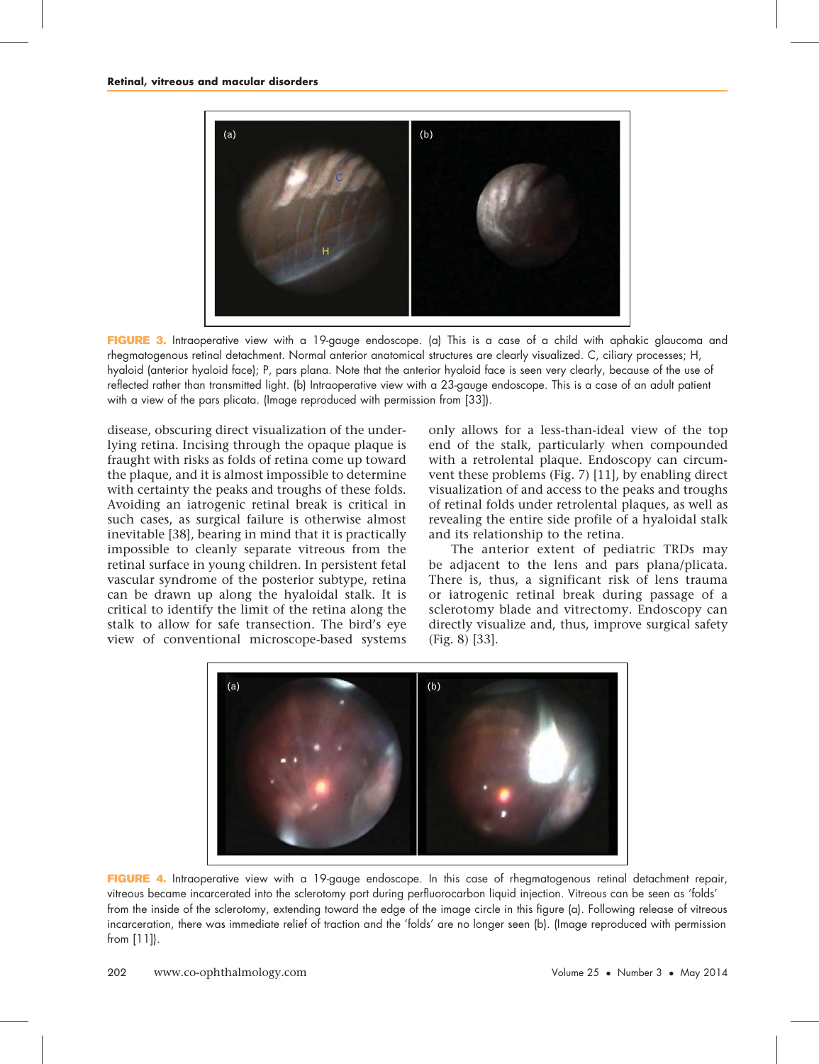**FIGURE 3.** Intraoperative view with a 19-gauge endoscope. (a) This is a case of a child with aphakic glaucoma and rhegmatogenous retinal detachment. Normal anterior anatomical structures are clearly visualized. C, ciliary processes; H, hyaloid (anterior hyaloid face); P, pars plana. Note that the anterior hyaloid face is seen very clearly, because of the use of reflected rather than transmitted light. (b) Intraoperative view with a 23-gauge endoscope. This is a case of an adult patient with a view of the pars plicata. (Image reproduced with permission from [33]).

disease, obscuring direct visualization of the underlying retina. Incising through the opaque plaque is fraught with risks as folds of retina come up toward the plaque, and it is almost impossible to determine with certainty the peaks and troughs of these folds. Avoiding an iatrogenic retinal break is critical in such cases, as surgical failure is otherwise almost inevitable [38], bearing in mind that it is practically impossible to cleanly separate vitreous from the retinal surface in young children. In persistent fetal vascular syndrome of the posterior subtype, retina can be drawn up along the hyaloidal stalk. It is critical to identify the limit of the retina along the stalk to allow for safe transection. The bird's eye view of conventional microscope-based systems only allows for a less-than-ideal view of the top end of the stalk, particularly when compounded with a retrolental plaque. Endoscopy can circumvent these problems (Fig. 7) [11], by enabling direct visualization of and access to the peaks and troughs of retinal folds under retrolental plaques, as well as revealing the entire side profile of a hyaloidal stalk and its relationship to the retina.

The anterior extent of pediatric TRDs may be adjacent to the lens and pars plana/plicata. There is, thus, a significant risk of lens trauma or iatrogenic retinal break during passage of a sclerotomy blade and vitrectomy. Endoscopy can directly visualize and, thus, improve surgical safety (Fig. 8) [33].

**FIGURE 4.** Intraoperative view with a 19-gauge endoscope. In this case of rhegmatogenous retinal detachment repair, vitreous became incarcerated into the sclerotomy port during perfluorocarbon liquid injection. Vitreous can be seen as 'folds' from the inside of the sclerotomy, extending toward the edge of the image circle in this figure (a). Following release of vitreous incarceration, there was immediate relief of traction and the 'folds' are no longer seen (b). (Image reproduced with permission from [11]).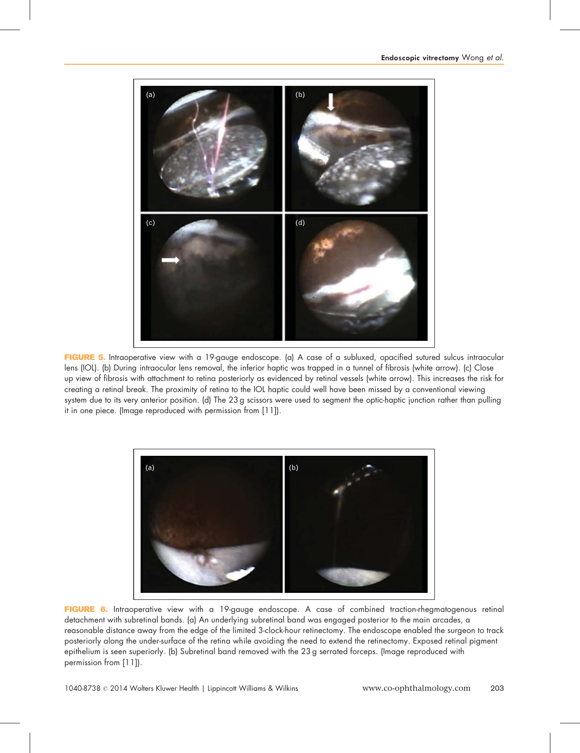**FIGURE 5.** Intraoperative view with a 19-gauge endoscope. (a) A case of a subluxed, opacified sutured sulcus intraocular lens (IOL). (b) During intraocular lens removal, the inferior haptic was trapped in a tunnel of fibrosis (white arrow). (c) Close up view of fibrosis with attachment to retina posteriorly as evidenced by retinal vessels (white arrow). This increases the risk for creating a retinal break. The proximity of retina to the IOL haptic could well have been missed by a conventional viewing system due to its very anterior position. (d) The 23 g scissors were used to segment the optic-haptic junction rather than pulling it in one piece. (Image reproduced with permission from [11]).

**FIGURE 6.** Intraoperative view with a 19-gauge endoscope. A case of combined traction-rhegmatogenous retinal detachment with subretinal bands. (a) An underlying subretinal band was engaged posterior to the main arcades, a reasonable distance away from the edge of the limited 3-clock-hour retinectomy. The endoscope enabled the surgeon to track posteriorly along the under-surface of the retina while avoiding the need to extend the retinectomy. Exposed retinal pigment epithelium is seen superiorly. (b) Subretinal band removed with the 23 g serrated forceps. (Image reproduced with permission from [11]).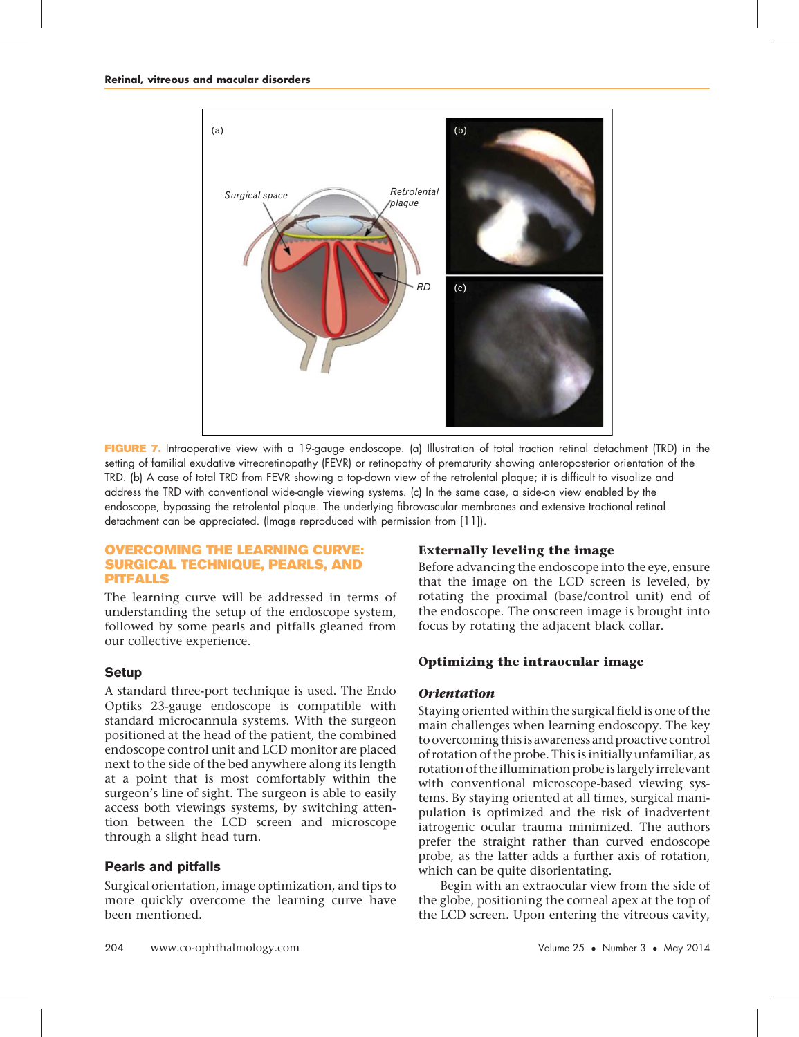FIGURE 7. Intraoperative view with a 19-gauge endoscope. (a) Illustration of total traction retinal detachment (TRD) in the setting of familial exudative vitreoretinopathy (FEVR) or retinopathy of prematurity showing anteroposterior orientation of the TRD. (b) A case of total TRD from FEVR showing a top-down view of the retrolental plaque; it is difficult to visualize and address the TRD with conventional wide-angle viewing systems. (c) In the same case, a side-on view enabled by the endoscope, bypassing the retrolental plaque. The underlying fibrovascular membranes and extensive tractional retinal detachment can be appreciated. (Image reproduced with permission from [11]).

## OVERCOMING THE LEARNING CURVE: SURGICAL TECHNIQUE, PEARLS, AND PITFALLS

The learning curve will be addressed in terms of understanding the setup of the endoscope system, followed by some pearls and pitfalls gleaned from our collective experience.

### Setup

A standard three-port technique is used. The Endo Optiks 23-gauge endoscope is compatible with standard microcannula systems. With the surgeon positioned at the head of the patient, the combined endoscope control unit and LCD monitor are placed next to the side of the bed anywhere along its length at a point that is most comfortably within the surgeon's line of sight. The surgeon is able to easily access both viewings systems, by switching attention between the LCD screen and microscope through a slight head turn.

### Pearls and pitfalls

Surgical orientation, image optimization, and tips to more quickly overcome the learning curve have been mentioned.

#### Externally leveling the image

Before advancing the endoscope into the eye, ensure that the image on the LCD screen is leveled, by rotating the proximal (base/control unit) end of the endoscope. The onscreen image is brought into focus by rotating the adjacent black collar.

#### Optimizing the intraocular image

##### *Orientation*

Staying oriented within the surgical field is one of the main challenges when learning endoscopy. The key to overcoming this is awareness and proactive control of rotation of the probe. This is initially unfamiliar, as rotation of the illumination probe is largely irrelevant with conventional microscope-based viewing systems. By staying oriented at all times, surgical manipulation is optimized and the risk of inadvertent iatrogenic ocular trauma minimized. The authors prefer the straight rather than curved endoscope probe, as the latter adds a further axis of rotation, which can be quite disorientating.

Begin with an extraocular view from the side of the globe, positioning the corneal apex at the top of the LCD screen. Upon entering the vitreous cavity,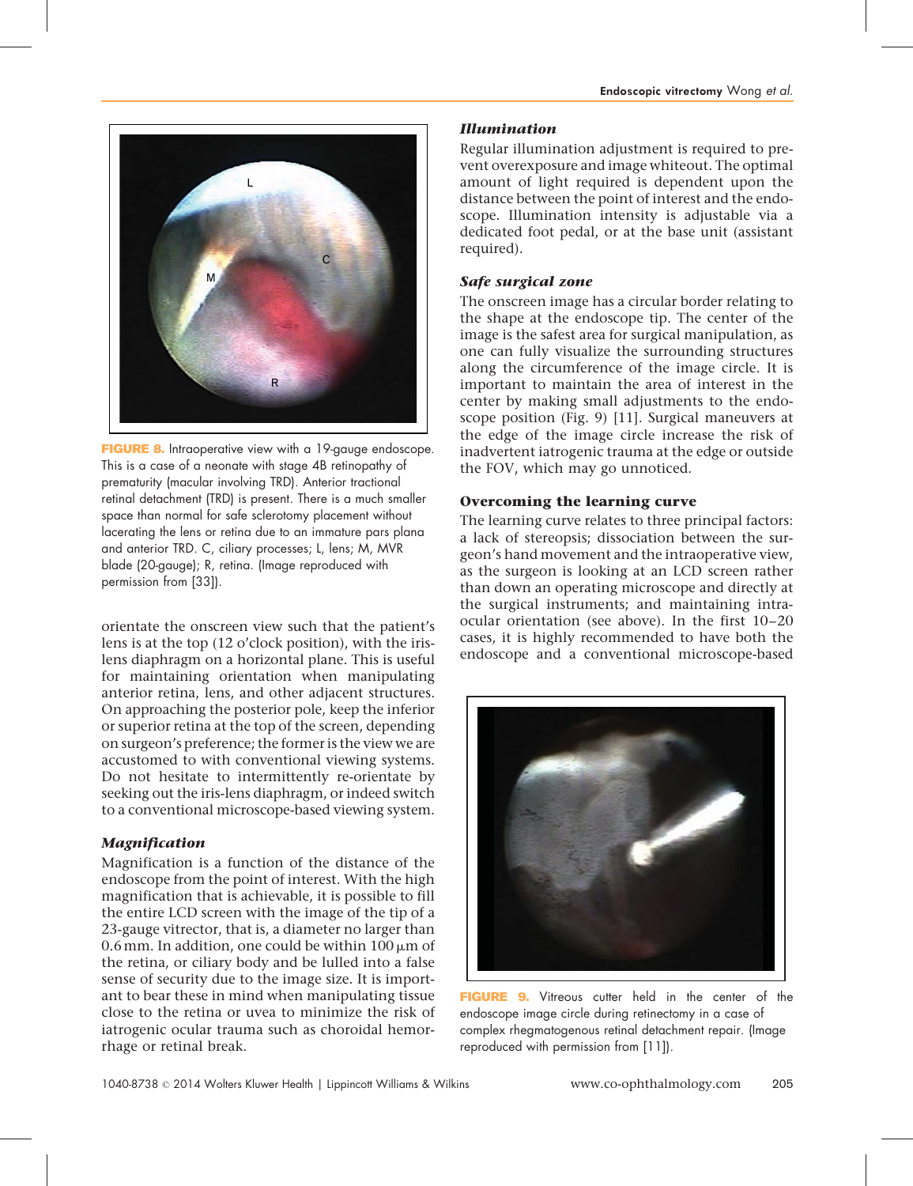FIGURE 8. Intraoperative view with a 19-gauge endoscope. This is a case of a neonate with stage 4B retinopathy of prematurity (macular involving TRD). Anterior tractional retinal detachment (TRD) is present. There is a much smaller space than normal for safe sclerotomy placement without lacerating the lens or retina due to an immature pars plana and anterior TRD. C, ciliary processes; L, lens; M, MVR blade (20-gauge); R, retina. (Image reproduced with permission from [33]).

orientate the onscreen view such that the patient's lens is at the top (12 o'clock position), with the iris-lens diaphragm on a horizontal plane. This is useful for maintaining orientation when manipulating anterior retina, lens, and other adjacent structures. On approaching the posterior pole, keep the inferior or superior retina at the top of the screen, depending on surgeon's preference; the former is the view we are accustomed to with conventional viewing systems. Do not hesitate to intermittently re-orientate by seeking out the iris-lens diaphragm, or indeed switch to a conventional microscope-based viewing system.

### *Magnification*

Magnification is a function of the distance of the endoscope from the point of interest. With the high magnification that is achievable, it is possible to fill the entire LCD screen with the image of the tip of a 23-gauge vitrector, that is, a diameter no larger than 0.6 mm. In addition, one could be within 100 $\mu$m of the retina, or ciliary body and be lulled into a false sense of security due to the image size. It is important to bear these in mind when manipulating tissue close to the retina or uvea to minimize the risk of iatrogenic ocular trauma such as choroidal hemorrhage or retinal break.

### *Illumination*

Regular illumination adjustment is required to prevent overexposure and image whiteout. The optimal amount of light required is dependent upon the distance between the point of interest and the endoscope. Illumination intensity is adjustable via a dedicated foot pedal, or at the base unit (assistant required).

### *Safe surgical zone*

The onscreen image has a circular border relating to the shape at the endoscope tip. The center of the image is the safest area for surgical manipulation, as one can fully visualize the surrounding structures along the circumference of the image circle. It is important to maintain the area of interest in the center by making small adjustments to the endoscope position (Fig. 9) [11]. Surgical maneuvers at the edge of the image circle increase the risk of inadvertent iatrogenic trauma at the edge or outside the FOV, which may go unnoticed.

## Overcoming the learning curve

The learning curve relates to three principal factors: a lack of stereopsis; dissociation between the surgeon's hand movement and the intraoperative view, as the surgeon is looking at an LCD screen rather than down an operating microscope and directly at the surgical instruments; and maintaining intraocular orientation (see above). In the first 10–20 cases, it is highly recommended to have both the endoscope and a conventional microscope-based

FIGURE 9. Vitreous cutter held in the center of the endoscope image circle during retinectomy in a case of complex rhegmatogenous retinal detachment repair. (Image reproduced with permission from [11]).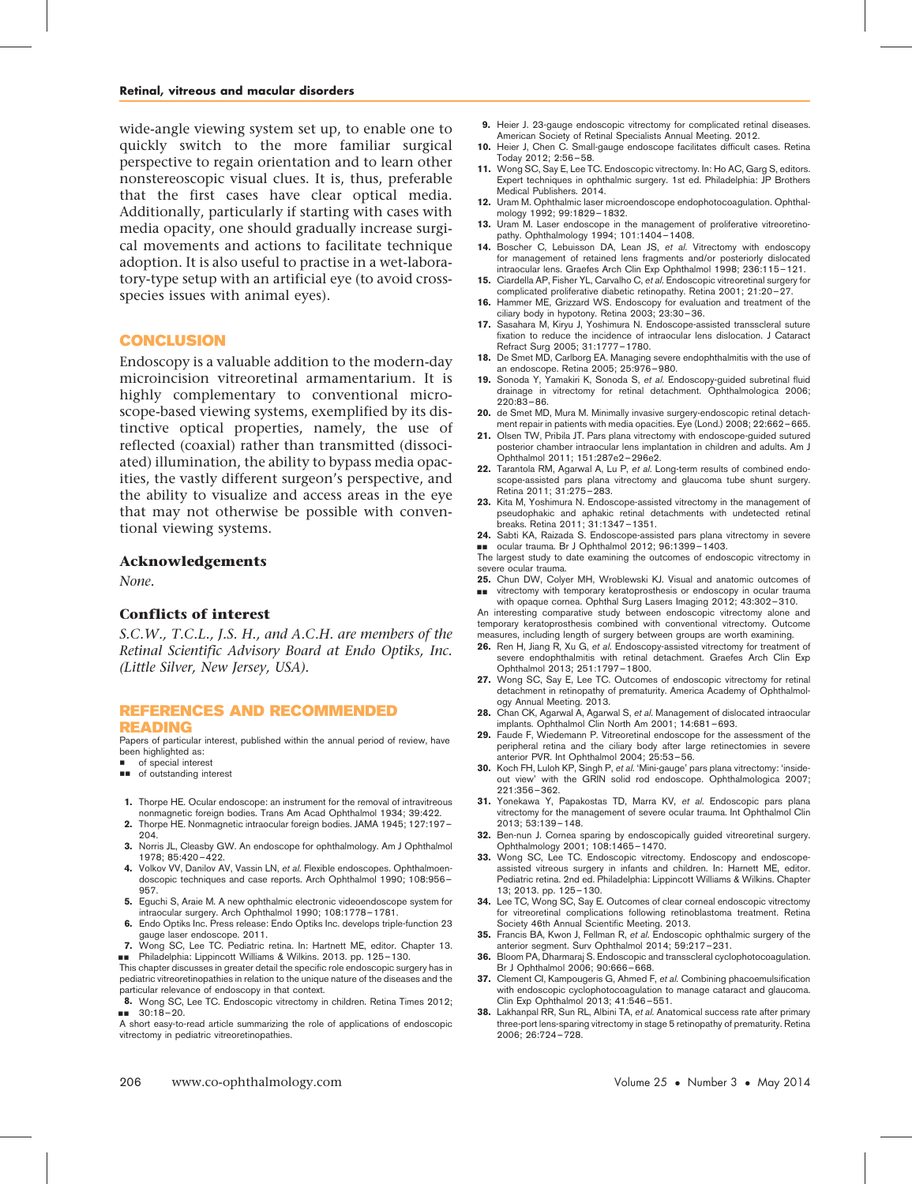wide-angle viewing system set up, to enable one to quickly switch to the more familiar surgical perspective to regain orientation and to learn other nonstereoscopic visual clues. It is, thus, preferable that the first cases have clear optical media. Additionally, particularly if starting with cases with media opacity, one should gradually increase surgical movements and actions to facilitate technique adoption. It is also useful to practise in a wet-laboratory-type setup with an artificial eye (to avoid cross-species issues with animal eyes).

## CONCLUSION

Endoscopy is a valuable addition to the modern-day microincision vitreoretinal armamentarium. It is highly complementary to conventional microscope-based viewing systems, exemplified by its distinctive optical properties, namely, the use of reflected (coaxial) rather than transmitted (dissociated) illumination, the ability to bypass media opacities, the vastly different surgeon's perspective, and the ability to visualize and access areas in the eye that may not otherwise be possible with conventional viewing systems.

### Acknowledgements

*None.*

### Conflicts of interest

*S.C.W., T.C.L., J.S. H., and A.C.H. are members of the Retinal Scientific Advisory Board at Endo Optiks, Inc. (Little Silver, New Jersey, USA).*

## REFERENCES AND RECOMMENDED READING

Papers of particular interest, published within the annual period of review, have been highlighted as:

- ■ of special interest
- ■■ of outstanding interest

1. Thorpe HE. Ocular endoscope: an instrument for the removal of intravitreous nonmagnetic foreign bodies. Trans Am Acad Ophthalmol 1934; 39:422.
2. Thorpe HE. Nonmagnetic intraocular foreign bodies. JAMA 1945; 127:197–204.
3. Norris JL, Cleasby GW. An endoscope for ophthalmology. Am J Ophthalmol 1978; 85:420–422.
4. Volkov VV, Danilov AV, Vassin LN, *et al.* Flexible endoscopes. Ophthalmoendoscopic techniques and case reports. Arch Ophthalmol 1990; 108:956–957.
5. Eguchi S, Araie M. A new ophthalmic electronic videoendoscope system for intraocular surgery. Arch Ophthalmol 1990; 108:1778–1781.
6. Endo Optiks Inc. Press release: Endo Optiks Inc. develops triple-function 23 gauge laser endoscope. 2011.
7. ■■ Wong SC, Lee TC. Pediatric retina. In: Hartnett ME, editor. Chapter 13. Philadelphia: Lippincott Williams & Wilkins. 2013. pp. 125–130.
This chapter discusses in greater detail the specific role endoscopic surgery has in pediatric vitreoretinopathies in relation to the unique nature of the diseases and the particular relevance of endoscopy in that context.
8. ■■ Wong SC, Lee TC. Endoscopic vitrectomy in children. Retina Times 2012; 30:18–20.
A short easy-to-read article summarizing the role of applications of endoscopic vitrectomy in pediatric vitreoretinopathies.
9. Heier J. 23-gauge endoscopic vitrectomy for complicated retinal diseases. American Society of Retinal Specialists Annual Meeting. 2012.
10. Heier J, Chen C. Small-gauge endoscope facilitates difficult cases. Retina Today 2012; 2:56–58.
11. Wong SC, Say E, Lee TC. Endoscopic vitrectomy. In: Ho AC, Garg S, editors. Expert techniques in ophthalmic surgery. 1st ed. Philadelphia: JP Brothers Medical Publishers. 2014.
12. Uram M. Ophthalmic laser microendoscope endophotocoagulation. Ophthalmology 1992; 99:1829–1832.
13. Uram M. Laser endoscope in the management of proliferative vitreoretinopathy. Ophthalmology 1994; 101:1404–1408.
14. Boscher C, Lebuisson DA, Lean JS, *et al.* Vitrectomy with endoscopy for management of retained lens fragments and/or posteriorly dislocated intraocular lens. Graefes Arch Clin Exp Ophthalmol 1998; 236:115–121.
15. Ciardella AP, Fisher YL, Carvalho C, *et al.* Endoscopic vitreoretinal surgery for complicated proliferative diabetic retinopathy. Retina 2001; 21:20–27.
16. Hammer ME, Grizzard WS. Endoscopy for evaluation and treatment of the ciliary body in hypotony. Retina 2003; 23:30–36.
17. Sasahara M, Kiryu J, Yoshimura N. Endoscope-assisted transscleral suture fixation to reduce the incidence of intraocular lens dislocation. J Cataract Refract Surg 2005; 31:1777–1780.
18. De Smet MD, Carlborg EA. Managing severe endophthalmitis with the use of an endoscope. Retina 2005; 25:976–980.
19. Sonoda Y, Yamakiri K, Sonoda S, *et al.* Endoscopy-guided subretinal fluid drainage in vitrectomy for retinal detachment. Ophthalmologica 2006; 220:83–86.
20. de Smet MD, Mura M. Minimally invasive surgery-endoscopic retinal detachment repair in patients with media opacities. Eye (Lond.) 2008; 22:662–665.
21. Olsen TW, Pribila JT. Pars plana vitrectomy with endoscope-guided sutured posterior chamber intraocular lens implantation in children and adults. Am J Ophthalmol 2011; 151:287e2–296e2.
22. Tarantola RM, Agarwal A, Lu P, *et al.* Long-term results of combined endoscope-assisted pars plana vitrectomy and glaucoma tube shunt surgery. Retina 2011; 31:275–283.
23. Kita M, Yoshimura N. Endoscope-assisted vitrectomy in the management of pseudophakic and aphakic retinal detachments with undetected retinal breaks. Retina 2011; 31:1347–1351.
24. ■■ Sabti KA, Raizada S. Endoscope-assisted pars plana vitrectomy in severe ocular trauma. Br J Ophthalmol 2012; 96:1399–1403.
The largest study to date examining the outcomes of endoscopic vitrectomy in severe ocular trauma.
25. ■■ Chun DW, Colyer MH, Wroblewski KJ. Visual and anatomic outcomes of vitrectomy with temporary keratoprosthesis or endoscopy in ocular trauma with opaque cornea. Ophthal Surg Lasers Imaging 2012; 43:302–310.
An interesting comparative study between endoscopic vitrectomy alone and temporary keratoprosthesis combined with conventional vitrectomy. Outcome measures, including length of surgery between groups are worth examining.
26. Ren H, Jiang R, Xu G, *et al.* Endoscopy-assisted vitrectomy for treatment of severe endophthalmitis with retinal detachment. Graefes Arch Clin Exp Ophthalmol 2013; 251:1797–1800.
27. Wong SC, Say E, Lee TC. Outcomes of endoscopic vitrectomy for retinal detachment in retinopathy of prematurity. America Academy of Ophthalmology Annual Meeting. 2013.
28. Chan CK, Agarwal A, Agarwal S, *et al.* Management of dislocated intraocular implants. Ophthalmol Clin North Am 2001; 14:681–693.
29. Faude F, Wiedemann P. Vitreoretinal endoscope for the assessment of the peripheral retina and the ciliary body after large retinectomies in severe anterior PVR. Int Ophthalmol 2004; 25:53–56.
30. Koch FH, Luloh KP, Singh P, *et al.* 'Mini-gauge' pars plana vitrectomy: 'inside-out view' with the GRIN solid rod endoscope. Ophthalmologica 2007; 221:356–362.
31. Yonekawa Y, Papakostas TD, Marra KV, *et al.* Endoscopic pars plana vitrectomy for the management of severe ocular trauma. Int Ophthalmol Clin 2013; 53:139–148.
32. Ben-nun J. Cornea sparing by endoscopically guided vitreoretinal surgery. Ophthalmology 2001; 108:1465–1470.
33. Wong SC, Lee TC. Endoscopic vitrectomy. Endoscopy and endoscope-assisted vitreous surgery in infants and children. In: Harnett ME, editor. Pediatric retina. 2nd ed. Philadelphia: Lippincott Williams & Wilkins. Chapter 13; 2013. pp. 125–130.
34. Lee TC, Wong SC, Say E. Outcomes of clear corneal endoscopic vitrectomy for vitreoretinal complications following retinoblastoma treatment. Retina Society 46th Annual Scientific Meeting. 2013.
35. Francis BA, Kwon J, Fellman R, *et al.* Endoscopic ophthalmic surgery of the anterior segment. Surv Ophthalmol 2014; 59:217–231.
36. Bloom PA, Dharmaraj S. Endoscopic and transscleral cyclophotocoagulation. Br J Ophthalmol 2006; 90:666–668.
37. Clement CI, Kampougeris G, Ahmed F, *et al.* Combining phacoemulsification with endoscopic cyclophotocoagulation to manage cataract and glaucoma. Clin Exp Ophthalmol 2013; 41:546–551.
38. Lakhanpal RR, Sun RL, Albini TA, *et al.* Anatomical success rate after primary three-port lens-sparing vitrectomy in stage 5 retinopathy of prematurity. Retina 2006; 26:724–728.